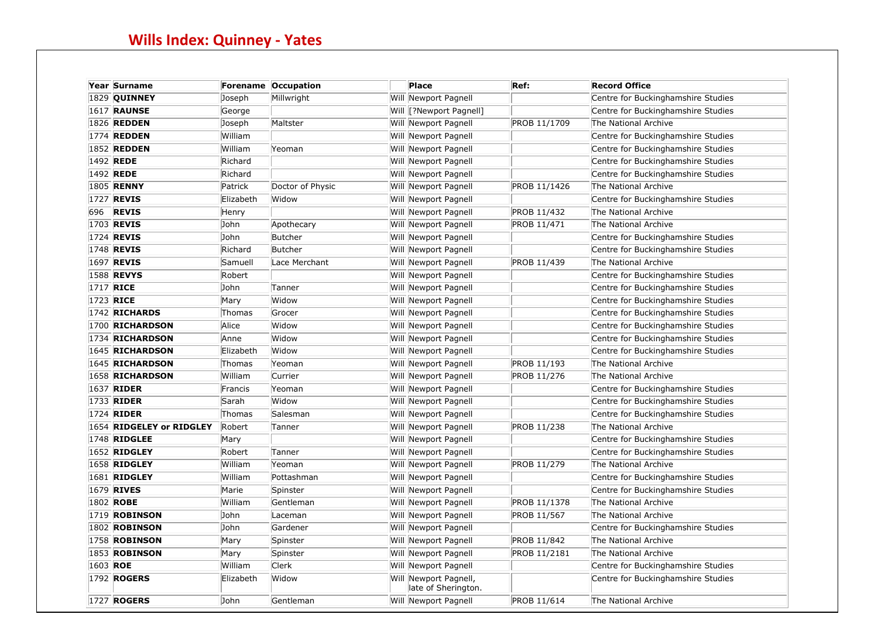# Wills Index: Quinney - Yates

| Year | Surname | Forename | Occupation | | Place | Ref: | Record Office |
|---|---|---|---|---|---|---|---|
| 1829 | **QUINNEY** | Joseph | Millwright | Will | Newport Pagnell | | Centre for Buckinghamshire Studies |
| 1617 | **RAUNSE** | George | | Will | [?Newport Pagnell] | | Centre for Buckinghamshire Studies |
| 1826 | **REDDEN** | Joseph | Maltster | Will | Newport Pagnell | PROB 11/1709 | The National Archive |
| 1774 | **REDDEN** | William | | Will | Newport Pagnell | | Centre for Buckinghamshire Studies |
| 1852 | **REDDEN** | William | Yeoman | Will | Newport Pagnell | | Centre for Buckinghamshire Studies |
| 1492 | **REDE** | Richard | | Will | Newport Pagnell | | Centre for Buckinghamshire Studies |
| 1492 | **REDE** | Richard | | Will | Newport Pagnell | | Centre for Buckinghamshire Studies |
| 1805 | **RENNY** | Patrick | Doctor of Physic | Will | Newport Pagnell | PROB 11/1426 | The National Archive |
| 1727 | **REVIS** | Elizabeth | Widow | Will | Newport Pagnell | | Centre for Buckinghamshire Studies |
| 696 | **REVIS** | Henry | | Will | Newport Pagnell | PROB 11/432 | The National Archive |
| 1703 | **REVIS** | John | Apothecary | Will | Newport Pagnell | PROB 11/471 | The National Archive |
| 1724 | **REVIS** | John | Butcher | Will | Newport Pagnell | | Centre for Buckinghamshire Studies |
| 1748 | **REVIS** | Richard | Butcher | Will | Newport Pagnell | | Centre for Buckinghamshire Studies |
| 1697 | **REVIS** | Samuell | Lace Merchant | Will | Newport Pagnell | PROB 11/439 | The National Archive |
| 1588 | **REVYS** | Robert | | Will | Newport Pagnell | | Centre for Buckinghamshire Studies |
| 1717 | **RICE** | John | Tanner | Will | Newport Pagnell | | Centre for Buckinghamshire Studies |
| 1723 | **RICE** | Mary | Widow | Will | Newport Pagnell | | Centre for Buckinghamshire Studies |
| 1742 | **RICHARDS** | Thomas | Grocer | Will | Newport Pagnell | | Centre for Buckinghamshire Studies |
| 1700 | **RICHARDSON** | Alice | Widow | Will | Newport Pagnell | | Centre for Buckinghamshire Studies |
| 1734 | **RICHARDSON** | Anne | Widow | Will | Newport Pagnell | | Centre for Buckinghamshire Studies |
| 1645 | **RICHARDSON** | Elizabeth | Widow | Will | Newport Pagnell | | Centre for Buckinghamshire Studies |
| 1645 | **RICHARDSON** | Thomas | Yeoman | Will | Newport Pagnell | PROB 11/193 | The National Archive |
| 1658 | **RICHARDSON** | William | Currier | Will | Newport Pagnell | PROB 11/276 | The National Archive |
| 1637 | **RIDER** | Francis | Yeoman | Will | Newport Pagnell | | Centre for Buckinghamshire Studies |
| 1733 | **RIDER** | Sarah | Widow | Will | Newport Pagnell | | Centre for Buckinghamshire Studies |
| 1724 | **RIDER** | Thomas | Salesman | Will | Newport Pagnell | | Centre for Buckinghamshire Studies |
| 1654 | **RIDGELEY or RIDGLEY** | Robert | Tanner | Will | Newport Pagnell | PROB 11/238 | The National Archive |
| 1748 | **RIDGLEE** | Mary | | Will | Newport Pagnell | | Centre for Buckinghamshire Studies |
| 1652 | **RIDGLEY** | Robert | Tanner | Will | Newport Pagnell | | Centre for Buckinghamshire Studies |
| 1658 | **RIDGLEY** | William | Yeoman | Will | Newport Pagnell | PROB 11/279 | The National Archive |
| 1681 | **RIDGLEY** | William | Pottashman | Will | Newport Pagnell | | Centre for Buckinghamshire Studies |
| 1679 | **RIVES** | Marie | Spinster | Will | Newport Pagnell | | Centre for Buckinghamshire Studies |
| 1802 | **ROBE** | William | Gentleman | Will | Newport Pagnell | PROB 11/1378 | The National Archive |
| 1719 | **ROBINSON** | John | Laceman | Will | Newport Pagnell | PROB 11/567 | The National Archive |
| 1802 | **ROBINSON** | John | Gardener | Will | Newport Pagnell | | Centre for Buckinghamshire Studies |
| 1758 | **ROBINSON** | Mary | Spinster | Will | Newport Pagnell | PROB 11/842 | The National Archive |
| 1853 | **ROBINSON** | Mary | Spinster | Will | Newport Pagnell | PROB 11/2181 | The National Archive |
| 1603 | **ROE** | William | Clerk | Will | Newport Pagnell | | Centre for Buckinghamshire Studies |
| 1792 | **ROGERS** | Elizabeth | Widow | Will | Newport Pagnell, late of Sherington. | | Centre for Buckinghamshire Studies |
| 1727 | **ROGERS** | John | Gentleman | Will | Newport Pagnell | PROB 11/614 | The National Archive |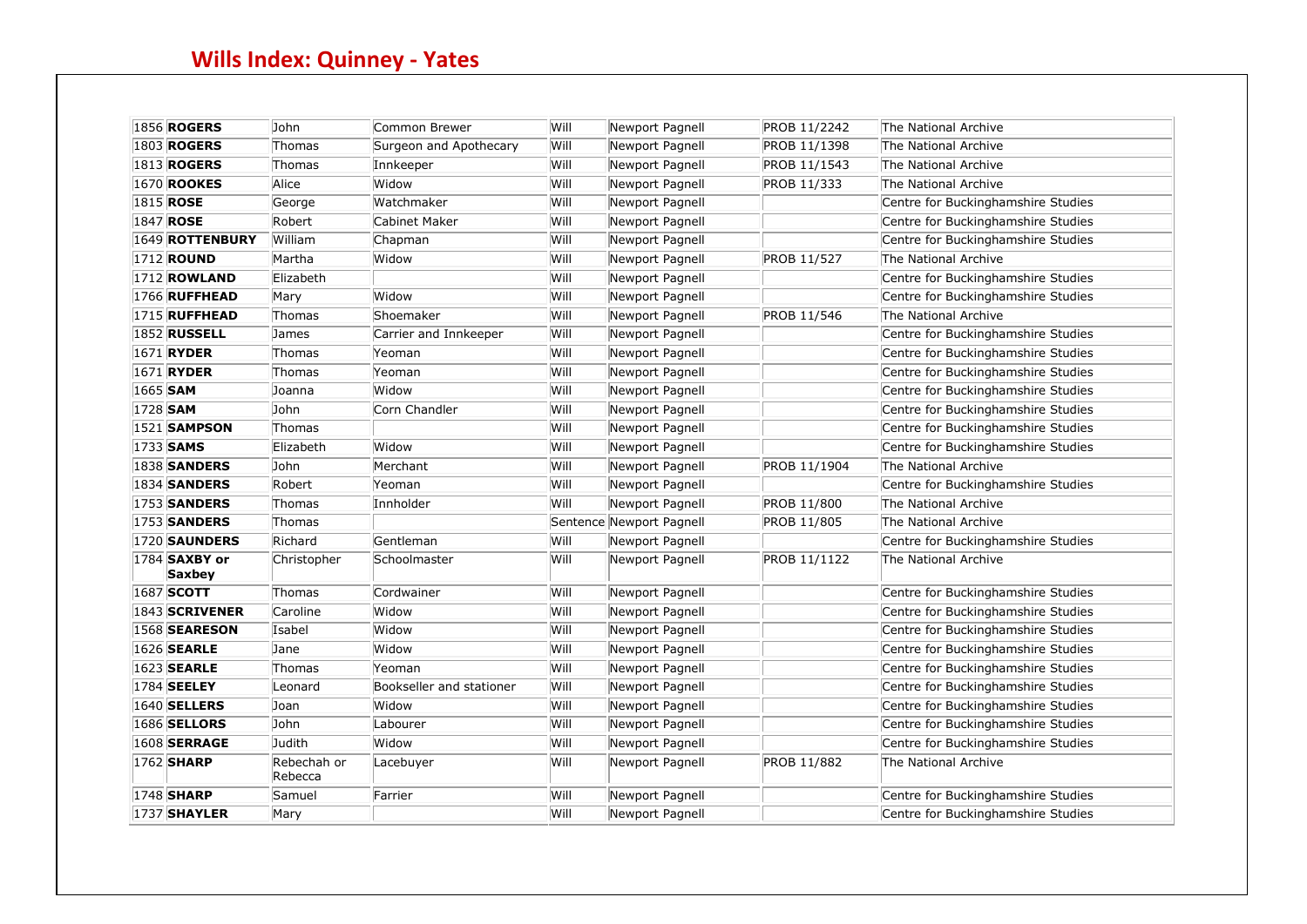## Wills Index: Quinney - Yates

| | | | | | | | |
|---|---|---|---|---|---|---|---|
| 1856 | **ROGERS** | John | Common Brewer | Will | Newport Pagnell | PROB 11/2242 | The National Archive |
| 1803 | **ROGERS** | Thomas | Surgeon and Apothecary | Will | Newport Pagnell | PROB 11/1398 | The National Archive |
| 1813 | **ROGERS** | Thomas | Innkeeper | Will | Newport Pagnell | PROB 11/1543 | The National Archive |
| 1670 | **ROOKES** | Alice | Widow | Will | Newport Pagnell | PROB 11/333 | The National Archive |
| 1815 | **ROSE** | George | Watchmaker | Will | Newport Pagnell | | Centre for Buckinghamshire Studies |
| 1847 | **ROSE** | Robert | Cabinet Maker | Will | Newport Pagnell | | Centre for Buckinghamshire Studies |
| 1649 | **ROTTENBURY** | William | Chapman | Will | Newport Pagnell | | Centre for Buckinghamshire Studies |
| 1712 | **ROUND** | Martha | Widow | Will | Newport Pagnell | PROB 11/527 | The National Archive |
| 1712 | **ROWLAND** | Elizabeth | | Will | Newport Pagnell | | Centre for Buckinghamshire Studies |
| 1766 | **RUFFHEAD** | Mary | Widow | Will | Newport Pagnell | | Centre for Buckinghamshire Studies |
| 1715 | **RUFFHEAD** | Thomas | Shoemaker | Will | Newport Pagnell | PROB 11/546 | The National Archive |
| 1852 | **RUSSELL** | James | Carrier and Innkeeper | Will | Newport Pagnell | | Centre for Buckinghamshire Studies |
| 1671 | **RYDER** | Thomas | Yeoman | Will | Newport Pagnell | | Centre for Buckinghamshire Studies |
| 1671 | **RYDER** | Thomas | Yeoman | Will | Newport Pagnell | | Centre for Buckinghamshire Studies |
| 1665 | **SAM** | Joanna | Widow | Will | Newport Pagnell | | Centre for Buckinghamshire Studies |
| 1728 | **SAM** | John | Corn Chandler | Will | Newport Pagnell | | Centre for Buckinghamshire Studies |
| 1521 | **SAMPSON** | Thomas | | Will | Newport Pagnell | | Centre for Buckinghamshire Studies |
| 1733 | **SAMS** | Elizabeth | Widow | Will | Newport Pagnell | | Centre for Buckinghamshire Studies |
| 1838 | **SANDERS** | John | Merchant | Will | Newport Pagnell | PROB 11/1904 | The National Archive |
| 1834 | **SANDERS** | Robert | Yeoman | Will | Newport Pagnell | | Centre for Buckinghamshire Studies |
| 1753 | **SANDERS** | Thomas | Innholder | Will | Newport Pagnell | PROB 11/800 | The National Archive |
| 1753 | **SANDERS** | Thomas | | Sentence | Newport Pagnell | PROB 11/805 | The National Archive |
| 1720 | **SAUNDERS** | Richard | Gentleman | Will | Newport Pagnell | | Centre for Buckinghamshire Studies |
| 1784 | **SAXBY or Saxbey** | Christopher | Schoolmaster | Will | Newport Pagnell | PROB 11/1122 | The National Archive |
| 1687 | **SCOTT** | Thomas | Cordwainer | Will | Newport Pagnell | | Centre for Buckinghamshire Studies |
| 1843 | **SCRIVENER** | Caroline | Widow | Will | Newport Pagnell | | Centre for Buckinghamshire Studies |
| 1568 | **SEARESON** | Isabel | Widow | Will | Newport Pagnell | | Centre for Buckinghamshire Studies |
| 1626 | **SEARLE** | Jane | Widow | Will | Newport Pagnell | | Centre for Buckinghamshire Studies |
| 1623 | **SEARLE** | Thomas | Yeoman | Will | Newport Pagnell | | Centre for Buckinghamshire Studies |
| 1784 | **SEELEY** | Leonard | Bookseller and stationer | Will | Newport Pagnell | | Centre for Buckinghamshire Studies |
| 1640 | **SELLERS** | Joan | Widow | Will | Newport Pagnell | | Centre for Buckinghamshire Studies |
| 1686 | **SELLORS** | John | Labourer | Will | Newport Pagnell | | Centre for Buckinghamshire Studies |
| 1608 | **SERRAGE** | Judith | Widow | Will | Newport Pagnell | | Centre for Buckinghamshire Studies |
| 1762 | **SHARP** | Rebechah or Rebecca | Lacebuyer | Will | Newport Pagnell | PROB 11/882 | The National Archive |
| 1748 | **SHARP** | Samuel | Farrier | Will | Newport Pagnell | | Centre for Buckinghamshire Studies |
| 1737 | **SHAYLER** | Mary | | Will | Newport Pagnell | | Centre for Buckinghamshire Studies |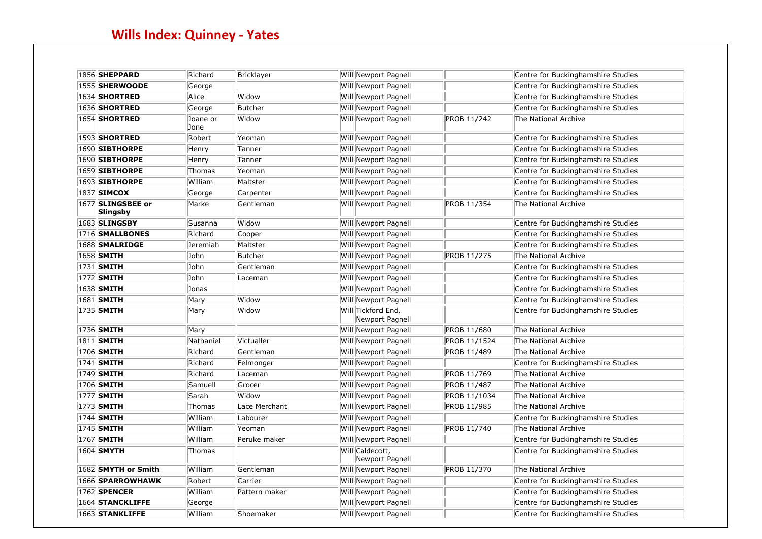## Wills Index: Quinney - Yates

| | | | | | | | |
|---|---|---|---|---|---|---|---|
| 1856 | **SHEPPARD** | Richard | Bricklayer | Will | Newport Pagnell | | Centre for Buckinghamshire Studies |
| 1555 | **SHERWOODE** | George | | Will | Newport Pagnell | | Centre for Buckinghamshire Studies |
| 1634 | **SHORTRED** | Alice | Widow | Will | Newport Pagnell | | Centre for Buckinghamshire Studies |
| 1636 | **SHORTRED** | George | Butcher | Will | Newport Pagnell | | Centre for Buckinghamshire Studies |
| 1654 | **SHORTRED** | Joane or Jone | Widow | Will | Newport Pagnell | PROB 11/242 | The National Archive |
| 1593 | **SHORTRED** | Robert | Yeoman | Will | Newport Pagnell | | Centre for Buckinghamshire Studies |
| 1690 | **SIBTHORPE** | Henry | Tanner | Will | Newport Pagnell | | Centre for Buckinghamshire Studies |
| 1690 | **SIBTHORPE** | Henry | Tanner | Will | Newport Pagnell | | Centre for Buckinghamshire Studies |
| 1659 | **SIBTHORPE** | Thomas | Yeoman | Will | Newport Pagnell | | Centre for Buckinghamshire Studies |
| 1693 | **SIBTHORPE** | William | Maltster | Will | Newport Pagnell | | Centre for Buckinghamshire Studies |
| 1837 | **SIMCOX** | George | Carpenter | Will | Newport Pagnell | | Centre for Buckinghamshire Studies |
| 1677 | **SLINGSBEE or Slingsby** | Marke | Gentleman | Will | Newport Pagnell | PROB 11/354 | The National Archive |
| 1683 | **SLINGSBY** | Susanna | Widow | Will | Newport Pagnell | | Centre for Buckinghamshire Studies |
| 1716 | **SMALLBONES** | Richard | Cooper | Will | Newport Pagnell | | Centre for Buckinghamshire Studies |
| 1688 | **SMALRIDGE** | Jeremiah | Maltster | Will | Newport Pagnell | | Centre for Buckinghamshire Studies |
| 1658 | **SMITH** | John | Butcher | Will | Newport Pagnell | PROB 11/275 | The National Archive |
| 1731 | **SMITH** | John | Gentleman | Will | Newport Pagnell | | Centre for Buckinghamshire Studies |
| 1772 | **SMITH** | John | Laceman | Will | Newport Pagnell | | Centre for Buckinghamshire Studies |
| 1638 | **SMITH** | Jonas | | Will | Newport Pagnell | | Centre for Buckinghamshire Studies |
| 1681 | **SMITH** | Mary | Widow | Will | Newport Pagnell | | Centre for Buckinghamshire Studies |
| 1735 | **SMITH** | Mary | Widow | Will | Tickford End, Newport Pagnell | | Centre for Buckinghamshire Studies |
| 1736 | **SMITH** | Mary | | Will | Newport Pagnell | PROB 11/680 | The National Archive |
| 1811 | **SMITH** | Nathaniel | Victualler | Will | Newport Pagnell | PROB 11/1524 | The National Archive |
| 1706 | **SMITH** | Richard | Gentleman | Will | Newport Pagnell | PROB 11/489 | The National Archive |
| 1741 | **SMITH** | Richard | Felmonger | Will | Newport Pagnell | | Centre for Buckinghamshire Studies |
| 1749 | **SMITH** | Richard | Laceman | Will | Newport Pagnell | PROB 11/769 | The National Archive |
| 1706 | **SMITH** | Samuell | Grocer | Will | Newport Pagnell | PROB 11/487 | The National Archive |
| 1777 | **SMITH** | Sarah | Widow | Will | Newport Pagnell | PROB 11/1034 | The National Archive |
| 1773 | **SMITH** | Thomas | Lace Merchant | Will | Newport Pagnell | PROB 11/985 | The National Archive |
| 1744 | **SMITH** | William | Labourer | Will | Newport Pagnell | | Centre for Buckinghamshire Studies |
| 1745 | **SMITH** | William | Yeoman | Will | Newport Pagnell | PROB 11/740 | The National Archive |
| 1767 | **SMITH** | William | Peruke maker | Will | Newport Pagnell | | Centre for Buckinghamshire Studies |
| 1604 | **SMYTH** | Thomas | | Will | Caldecott, Newport Pagnell | | Centre for Buckinghamshire Studies |
| 1682 | **SMYTH or Smith** | William | Gentleman | Will | Newport Pagnell | PROB 11/370 | The National Archive |
| 1666 | **SPARROWHAWK** | Robert | Carrier | Will | Newport Pagnell | | Centre for Buckinghamshire Studies |
| 1762 | **SPENCER** | William | Pattern maker | Will | Newport Pagnell | | Centre for Buckinghamshire Studies |
| 1664 | **STANCKLIFFE** | George | | Will | Newport Pagnell | | Centre for Buckinghamshire Studies |
| 1663 | **STANKLIFFE** | William | Shoemaker | Will | Newport Pagnell | | Centre for Buckinghamshire Studies |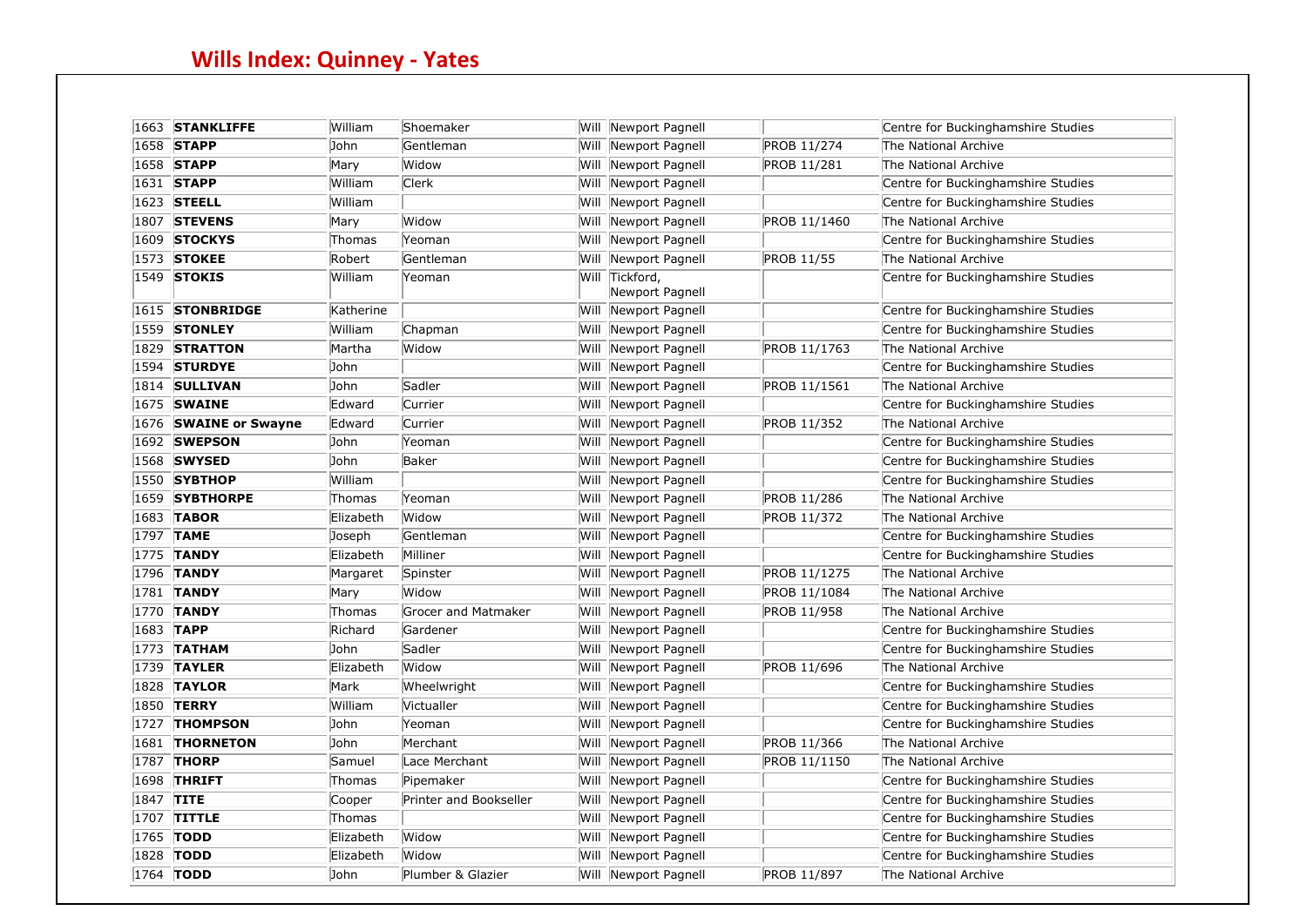# Wills Index: Quinney - Yates

| | | | | | | | |
|---|---|---|---|---|---|---|---|
| 1663 | **STANKLIFFE** | William | Shoemaker | Will | Newport Pagnell | | Centre for Buckinghamshire Studies |
| 1658 | **STAPP** | John | Gentleman | Will | Newport Pagnell | PROB 11/274 | The National Archive |
| 1658 | **STAPP** | Mary | Widow | Will | Newport Pagnell | PROB 11/281 | The National Archive |
| 1631 | **STAPP** | William | Clerk | Will | Newport Pagnell | | Centre for Buckinghamshire Studies |
| 1623 | **STEELL** | William | | Will | Newport Pagnell | | Centre for Buckinghamshire Studies |
| 1807 | **STEVENS** | Mary | Widow | Will | Newport Pagnell | PROB 11/1460 | The National Archive |
| 1609 | **STOCKYS** | Thomas | Yeoman | Will | Newport Pagnell | | Centre for Buckinghamshire Studies |
| 1573 | **STOKEE** | Robert | Gentleman | Will | Newport Pagnell | PROB 11/55 | The National Archive |
| 1549 | **STOKIS** | William | Yeoman | Will | Tickford, Newport Pagnell | | Centre for Buckinghamshire Studies |
| 1615 | **STONBRIDGE** | Katherine | | Will | Newport Pagnell | | Centre for Buckinghamshire Studies |
| 1559 | **STONLEY** | William | Chapman | Will | Newport Pagnell | | Centre for Buckinghamshire Studies |
| 1829 | **STRATTON** | Martha | Widow | Will | Newport Pagnell | PROB 11/1763 | The National Archive |
| 1594 | **STURDYE** | John | | Will | Newport Pagnell | | Centre for Buckinghamshire Studies |
| 1814 | **SULLIVAN** | John | Sadler | Will | Newport Pagnell | PROB 11/1561 | The National Archive |
| 1675 | **SWAINE** | Edward | Currier | Will | Newport Pagnell | | Centre for Buckinghamshire Studies |
| 1676 | **SWAINE or Swayne** | Edward | Currier | Will | Newport Pagnell | PROB 11/352 | The National Archive |
| 1692 | **SWEPSON** | John | Yeoman | Will | Newport Pagnell | | Centre for Buckinghamshire Studies |
| 1568 | **SWYSED** | John | Baker | Will | Newport Pagnell | | Centre for Buckinghamshire Studies |
| 1550 | **SYBTHOP** | William | | Will | Newport Pagnell | | Centre for Buckinghamshire Studies |
| 1659 | **SYBTHORPE** | Thomas | Yeoman | Will | Newport Pagnell | PROB 11/286 | The National Archive |
| 1683 | **TABOR** | Elizabeth | Widow | Will | Newport Pagnell | PROB 11/372 | The National Archive |
| 1797 | **TAME** | Joseph | Gentleman | Will | Newport Pagnell | | Centre for Buckinghamshire Studies |
| 1775 | **TANDY** | Elizabeth | Milliner | Will | Newport Pagnell | | Centre for Buckinghamshire Studies |
| 1796 | **TANDY** | Margaret | Spinster | Will | Newport Pagnell | PROB 11/1275 | The National Archive |
| 1781 | **TANDY** | Mary | Widow | Will | Newport Pagnell | PROB 11/1084 | The National Archive |
| 1770 | **TANDY** | Thomas | Grocer and Matmaker | Will | Newport Pagnell | PROB 11/958 | The National Archive |
| 1683 | **TAPP** | Richard | Gardener | Will | Newport Pagnell | | Centre for Buckinghamshire Studies |
| 1773 | **TATHAM** | John | Sadler | Will | Newport Pagnell | | Centre for Buckinghamshire Studies |
| 1739 | **TAYLER** | Elizabeth | Widow | Will | Newport Pagnell | PROB 11/696 | The National Archive |
| 1828 | **TAYLOR** | Mark | Wheelwright | Will | Newport Pagnell | | Centre for Buckinghamshire Studies |
| 1850 | **TERRY** | William | Victualler | Will | Newport Pagnell | | Centre for Buckinghamshire Studies |
| 1727 | **THOMPSON** | John | Yeoman | Will | Newport Pagnell | | Centre for Buckinghamshire Studies |
| 1681 | **THORNETON** | John | Merchant | Will | Newport Pagnell | PROB 11/366 | The National Archive |
| 1787 | **THORP** | Samuel | Lace Merchant | Will | Newport Pagnell | PROB 11/1150 | The National Archive |
| 1698 | **THRIFT** | Thomas | Pipemaker | Will | Newport Pagnell | | Centre for Buckinghamshire Studies |
| 1847 | **TITE** | Cooper | Printer and Bookseller | Will | Newport Pagnell | | Centre for Buckinghamshire Studies |
| 1707 | **TITTLE** | Thomas | | Will | Newport Pagnell | | Centre for Buckinghamshire Studies |
| 1765 | **TODD** | Elizabeth | Widow | Will | Newport Pagnell | | Centre for Buckinghamshire Studies |
| 1828 | **TODD** | Elizabeth | Widow | Will | Newport Pagnell | | Centre for Buckinghamshire Studies |
| 1764 | **TODD** | John | Plumber & Glazier | Will | Newport Pagnell | PROB 11/897 | The National Archive |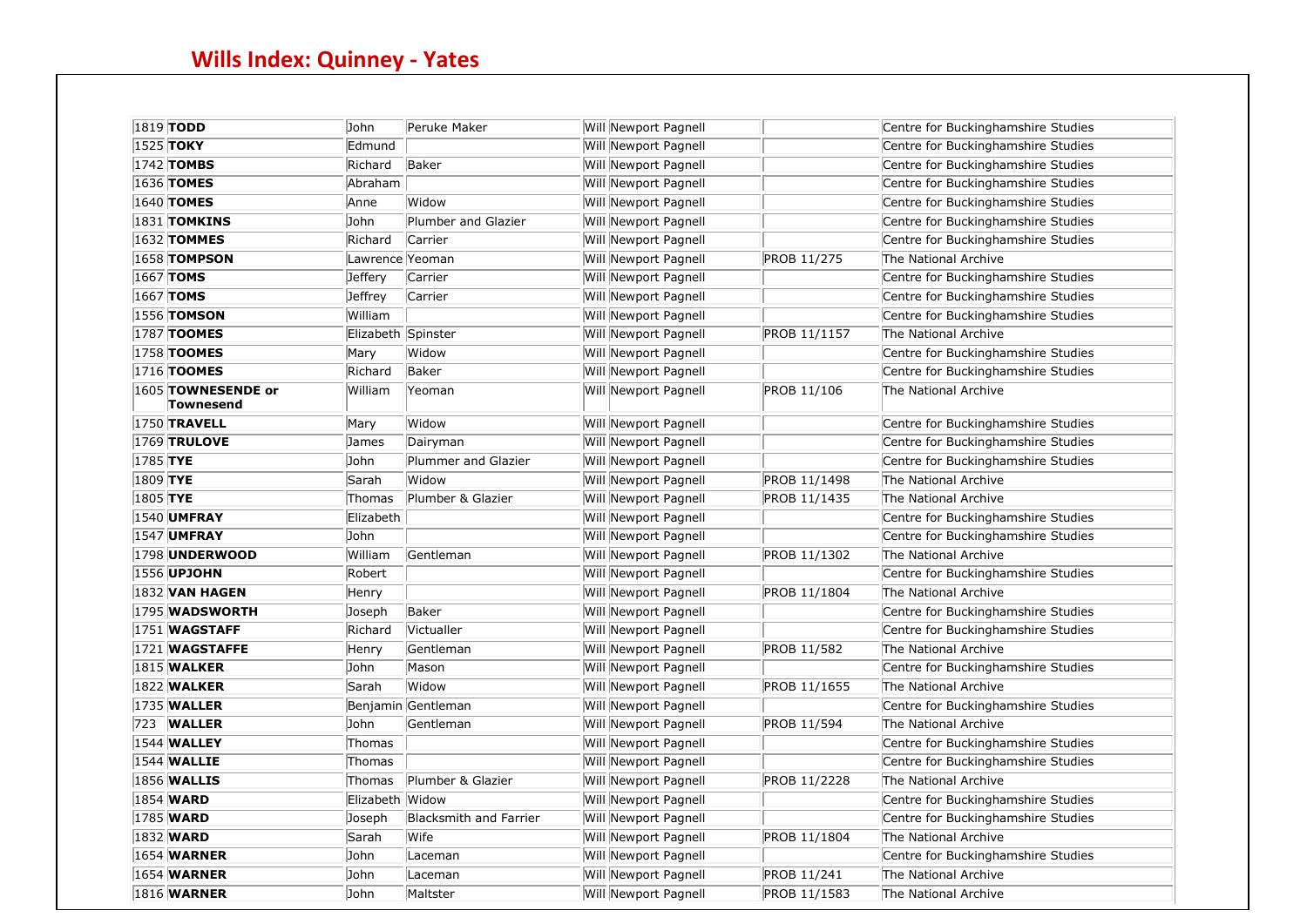## Wills Index: Quinney - Yates

| | | | | | | | |
|---|---|---|---|---|---|---|---|
| 1819 | **TODD** | John | Peruke Maker | Will | Newport Pagnell | | Centre for Buckinghamshire Studies |
| 1525 | **TOKY** | Edmund | | Will | Newport Pagnell | | Centre for Buckinghamshire Studies |
| 1742 | **TOMBS** | Richard | Baker | Will | Newport Pagnell | | Centre for Buckinghamshire Studies |
| 1636 | **TOMES** | Abraham | | Will | Newport Pagnell | | Centre for Buckinghamshire Studies |
| 1640 | **TOMES** | Anne | Widow | Will | Newport Pagnell | | Centre for Buckinghamshire Studies |
| 1831 | **TOMKINS** | John | Plumber and Glazier | Will | Newport Pagnell | | Centre for Buckinghamshire Studies |
| 1632 | **TOMMES** | Richard | Carrier | Will | Newport Pagnell | | Centre for Buckinghamshire Studies |
| 1658 | **TOMPSON** | Lawrence | Yeoman | Will | Newport Pagnell | PROB 11/275 | The National Archive |
| 1667 | **TOMS** | Jeffery | Carrier | Will | Newport Pagnell | | Centre for Buckinghamshire Studies |
| 1667 | **TOMS** | Jeffrey | Carrier | Will | Newport Pagnell | | Centre for Buckinghamshire Studies |
| 1556 | **TOMSON** | William | | Will | Newport Pagnell | | Centre for Buckinghamshire Studies |
| 1787 | **TOOMES** | Elizabeth | Spinster | Will | Newport Pagnell | PROB 11/1157 | The National Archive |
| 1758 | **TOOMES** | Mary | Widow | Will | Newport Pagnell | | Centre for Buckinghamshire Studies |
| 1716 | **TOOMES** | Richard | Baker | Will | Newport Pagnell | | Centre for Buckinghamshire Studies |
| 1605 | **TOWNESENDE or Townesend** | William | Yeoman | Will | Newport Pagnell | PROB 11/106 | The National Archive |
| 1750 | **TRAVELL** | Mary | Widow | Will | Newport Pagnell | | Centre for Buckinghamshire Studies |
| 1769 | **TRULOVE** | James | Dairyman | Will | Newport Pagnell | | Centre for Buckinghamshire Studies |
| 1785 | **TYE** | John | Plummer and Glazier | Will | Newport Pagnell | | Centre for Buckinghamshire Studies |
| 1809 | **TYE** | Sarah | Widow | Will | Newport Pagnell | PROB 11/1498 | The National Archive |
| 1805 | **TYE** | Thomas | Plumber & Glazier | Will | Newport Pagnell | PROB 11/1435 | The National Archive |
| 1540 | **UMFRAY** | Elizabeth | | Will | Newport Pagnell | | Centre for Buckinghamshire Studies |
| 1547 | **UMFRAY** | John | | Will | Newport Pagnell | | Centre for Buckinghamshire Studies |
| 1798 | **UNDERWOOD** | William | Gentleman | Will | Newport Pagnell | PROB 11/1302 | The National Archive |
| 1556 | **UPJOHN** | Robert | | Will | Newport Pagnell | | Centre for Buckinghamshire Studies |
| 1832 | **VAN HAGEN** | Henry | | Will | Newport Pagnell | PROB 11/1804 | The National Archive |
| 1795 | **WADSWORTH** | Joseph | Baker | Will | Newport Pagnell | | Centre for Buckinghamshire Studies |
| 1751 | **WAGSTAFF** | Richard | Victualler | Will | Newport Pagnell | | Centre for Buckinghamshire Studies |
| 1721 | **WAGSTAFFE** | Henry | Gentleman | Will | Newport Pagnell | PROB 11/582 | The National Archive |
| 1815 | **WALKER** | John | Mason | Will | Newport Pagnell | | Centre for Buckinghamshire Studies |
| 1822 | **WALKER** | Sarah | Widow | Will | Newport Pagnell | PROB 11/1655 | The National Archive |
| 1735 | **WALLER** | Benjamin | Gentleman | Will | Newport Pagnell | | Centre for Buckinghamshire Studies |
| 723 | **WALLER** | John | Gentleman | Will | Newport Pagnell | PROB 11/594 | The National Archive |
| 1544 | **WALLEY** | Thomas | | Will | Newport Pagnell | | Centre for Buckinghamshire Studies |
| 1544 | **WALLIE** | Thomas | | Will | Newport Pagnell | | Centre for Buckinghamshire Studies |
| 1856 | **WALLIS** | Thomas | Plumber & Glazier | Will | Newport Pagnell | PROB 11/2228 | The National Archive |
| 1854 | **WARD** | Elizabeth | Widow | Will | Newport Pagnell | | Centre for Buckinghamshire Studies |
| 1785 | **WARD** | Joseph | Blacksmith and Farrier | Will | Newport Pagnell | | Centre for Buckinghamshire Studies |
| 1832 | **WARD** | Sarah | Wife | Will | Newport Pagnell | PROB 11/1804 | The National Archive |
| 1654 | **WARNER** | John | Laceman | Will | Newport Pagnell | | Centre for Buckinghamshire Studies |
| 1654 | **WARNER** | John | Laceman | Will | Newport Pagnell | PROB 11/241 | The National Archive |
| 1816 | **WARNER** | John | Maltster | Will | Newport Pagnell | PROB 11/1583 | The National Archive |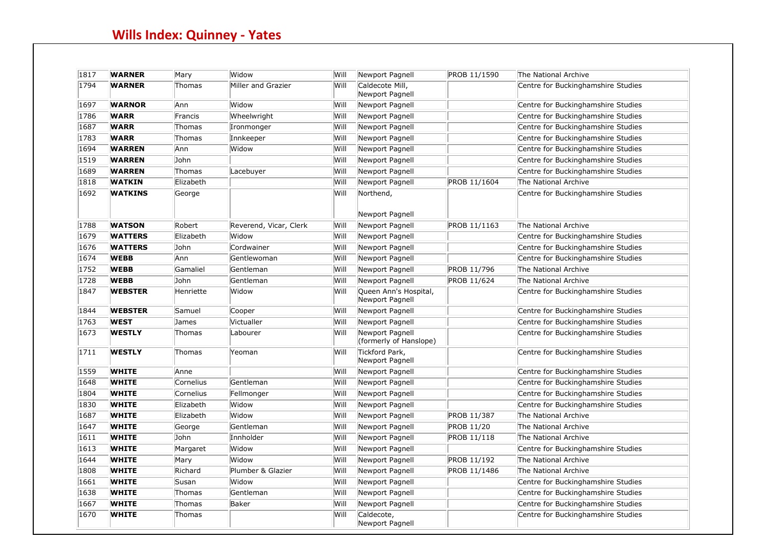## Wills Index: Quinney - Yates

| | | | | | | | |
|---|---|---|---|---|---|---|---|
| 1817 | **WARNER** | Mary | Widow | Will | Newport Pagnell | PROB 11/1590 | The National Archive |
| 1794 | **WARNER** | Thomas | Miller and Grazier | Will | Caldecote Mill, Newport Pagnell | | Centre for Buckinghamshire Studies |
| 1697 | **WARNOR** | Ann | Widow | Will | Newport Pagnell | | Centre for Buckinghamshire Studies |
| 1786 | **WARR** | Francis | Wheelwright | Will | Newport Pagnell | | Centre for Buckinghamshire Studies |
| 1687 | **WARR** | Thomas | Ironmonger | Will | Newport Pagnell | | Centre for Buckinghamshire Studies |
| 1783 | **WARR** | Thomas | Innkeeper | Will | Newport Pagnell | | Centre for Buckinghamshire Studies |
| 1694 | **WARREN** | Ann | Widow | Will | Newport Pagnell | | Centre for Buckinghamshire Studies |
| 1519 | **WARREN** | John | | Will | Newport Pagnell | | Centre for Buckinghamshire Studies |
| 1689 | **WARREN** | Thomas | Lacebuyer | Will | Newport Pagnell | | Centre for Buckinghamshire Studies |
| 1818 | **WATKIN** | Elizabeth | | Will | Newport Pagnell | PROB 11/1604 | The National Archive |
| 1692 | **WATKINS** | George | | Will | Northend, Newport Pagnell | | Centre for Buckinghamshire Studies |
| 1788 | **WATSON** | Robert | Reverend, Vicar, Clerk | Will | Newport Pagnell | PROB 11/1163 | The National Archive |
| 1679 | **WATTERS** | Elizabeth | Widow | Will | Newport Pagnell | | Centre for Buckinghamshire Studies |
| 1676 | **WATTERS** | John | Cordwainer | Will | Newport Pagnell | | Centre for Buckinghamshire Studies |
| 1674 | **WEBB** | Ann | Gentlewoman | Will | Newport Pagnell | | Centre for Buckinghamshire Studies |
| 1752 | **WEBB** | Gamaliel | Gentleman | Will | Newport Pagnell | PROB 11/796 | The National Archive |
| 1728 | **WEBB** | John | Gentleman | Will | Newport Pagnell | PROB 11/624 | The National Archive |
| 1847 | **WEBSTER** | Henriette | Widow | Will | Queen Ann's Hospital, Newport Pagnell | | Centre for Buckinghamshire Studies |
| 1844 | **WEBSTER** | Samuel | Cooper | Will | Newport Pagnell | | Centre for Buckinghamshire Studies |
| 1763 | **WEST** | James | Victualler | Will | Newport Pagnell | | Centre for Buckinghamshire Studies |
| 1673 | **WESTLY** | Thomas | Labourer | Will | Newport Pagnell (formerly of Hanslope) | | Centre for Buckinghamshire Studies |
| 1711 | **WESTLY** | Thomas | Yeoman | Will | Tickford Park, Newport Pagnell | | Centre for Buckinghamshire Studies |
| 1559 | **WHITE** | Anne | | Will | Newport Pagnell | | Centre for Buckinghamshire Studies |
| 1648 | **WHITE** | Cornelius | Gentleman | Will | Newport Pagnell | | Centre for Buckinghamshire Studies |
| 1804 | **WHITE** | Cornelius | Fellmonger | Will | Newport Pagnell | | Centre for Buckinghamshire Studies |
| 1830 | **WHITE** | Elizabeth | Widow | Will | Newport Pagnell | | Centre for Buckinghamshire Studies |
| 1687 | **WHITE** | Elizabeth | Widow | Will | Newport Pagnell | PROB 11/387 | The National Archive |
| 1647 | **WHITE** | George | Gentleman | Will | Newport Pagnell | PROB 11/20 | The National Archive |
| 1611 | **WHITE** | John | Innholder | Will | Newport Pagnell | PROB 11/118 | The National Archive |
| 1613 | **WHITE** | Margaret | Widow | Will | Newport Pagnell | | Centre for Buckinghamshire Studies |
| 1644 | **WHITE** | Mary | Widow | Will | Newport Pagnell | PROB 11/192 | The National Archive |
| 1808 | **WHITE** | Richard | Plumber & Glazier | Will | Newport Pagnell | PROB 11/1486 | The National Archive |
| 1661 | **WHITE** | Susan | Widow | Will | Newport Pagnell | | Centre for Buckinghamshire Studies |
| 1638 | **WHITE** | Thomas | Gentleman | Will | Newport Pagnell | | Centre for Buckinghamshire Studies |
| 1667 | **WHITE** | Thomas | Baker | Will | Newport Pagnell | | Centre for Buckinghamshire Studies |
| 1670 | **WHITE** | Thomas | | Will | Caldecote, Newport Pagnell | | Centre for Buckinghamshire Studies |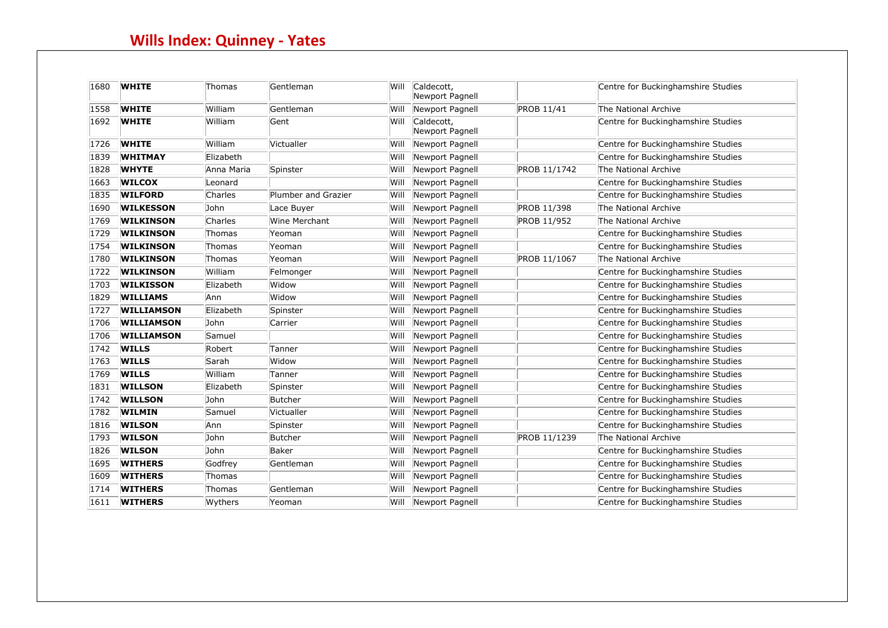## Wills Index: Quinney - Yates

| | | | | | | | |
|---|---|---|---|---|---|---|---|
| 1680 | **WHITE** | Thomas | Gentleman | Will | Caldecott, Newport Pagnell | | Centre for Buckinghamshire Studies |
| 1558 | **WHITE** | William | Gentleman | Will | Newport Pagnell | PROB 11/41 | The National Archive |
| 1692 | **WHITE** | William | Gent | Will | Caldecott, Newport Pagnell | | Centre for Buckinghamshire Studies |
| 1726 | **WHITE** | William | Victualler | Will | Newport Pagnell | | Centre for Buckinghamshire Studies |
| 1839 | **WHITMAY** | Elizabeth | | Will | Newport Pagnell | | Centre for Buckinghamshire Studies |
| 1828 | **WHYTE** | Anna Maria | Spinster | Will | Newport Pagnell | PROB 11/1742 | The National Archive |
| 1663 | **WILCOX** | Leonard | | Will | Newport Pagnell | | Centre for Buckinghamshire Studies |
| 1835 | **WILFORD** | Charles | Plumber and Grazier | Will | Newport Pagnell | | Centre for Buckinghamshire Studies |
| 1690 | **WILKESSON** | John | Lace Buyer | Will | Newport Pagnell | PROB 11/398 | The National Archive |
| 1769 | **WILKINSON** | Charles | Wine Merchant | Will | Newport Pagnell | PROB 11/952 | The National Archive |
| 1729 | **WILKINSON** | Thomas | Yeoman | Will | Newport Pagnell | | Centre for Buckinghamshire Studies |
| 1754 | **WILKINSON** | Thomas | Yeoman | Will | Newport Pagnell | | Centre for Buckinghamshire Studies |
| 1780 | **WILKINSON** | Thomas | Yeoman | Will | Newport Pagnell | PROB 11/1067 | The National Archive |
| 1722 | **WILKINSON** | William | Felmonger | Will | Newport Pagnell | | Centre for Buckinghamshire Studies |
| 1703 | **WILKISSON** | Elizabeth | Widow | Will | Newport Pagnell | | Centre for Buckinghamshire Studies |
| 1829 | **WILLIAMS** | Ann | Widow | Will | Newport Pagnell | | Centre for Buckinghamshire Studies |
| 1727 | **WILLIAMSON** | Elizabeth | Spinster | Will | Newport Pagnell | | Centre for Buckinghamshire Studies |
| 1706 | **WILLIAMSON** | John | Carrier | Will | Newport Pagnell | | Centre for Buckinghamshire Studies |
| 1706 | **WILLIAMSON** | Samuel | | Will | Newport Pagnell | | Centre for Buckinghamshire Studies |
| 1742 | **WILLS** | Robert | Tanner | Will | Newport Pagnell | | Centre for Buckinghamshire Studies |
| 1763 | **WILLS** | Sarah | Widow | Will | Newport Pagnell | | Centre for Buckinghamshire Studies |
| 1769 | **WILLS** | William | Tanner | Will | Newport Pagnell | | Centre for Buckinghamshire Studies |
| 1831 | **WILLSON** | Elizabeth | Spinster | Will | Newport Pagnell | | Centre for Buckinghamshire Studies |
| 1742 | **WILLSON** | John | Butcher | Will | Newport Pagnell | | Centre for Buckinghamshire Studies |
| 1782 | **WILMIN** | Samuel | Victualler | Will | Newport Pagnell | | Centre for Buckinghamshire Studies |
| 1816 | **WILSON** | Ann | Spinster | Will | Newport Pagnell | | Centre for Buckinghamshire Studies |
| 1793 | **WILSON** | John | Butcher | Will | Newport Pagnell | PROB 11/1239 | The National Archive |
| 1826 | **WILSON** | John | Baker | Will | Newport Pagnell | | Centre for Buckinghamshire Studies |
| 1695 | **WITHERS** | Godfrey | Gentleman | Will | Newport Pagnell | | Centre for Buckinghamshire Studies |
| 1609 | **WITHERS** | Thomas | | Will | Newport Pagnell | | Centre for Buckinghamshire Studies |
| 1714 | **WITHERS** | Thomas | Gentleman | Will | Newport Pagnell | | Centre for Buckinghamshire Studies |
| 1611 | **WITHERS** | Wythers | Yeoman | Will | Newport Pagnell | | Centre for Buckinghamshire Studies |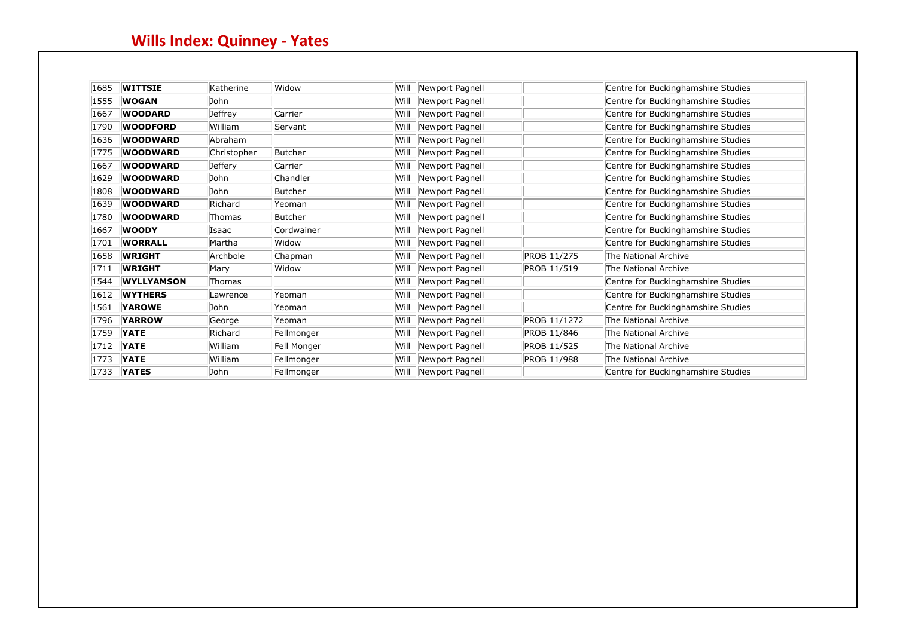## Wills Index: Quinney - Yates

| | | | | | | | |
|---|---|---|---|---|---|---|---|
| 1685 | **WITTSIE** | Katherine | Widow | Will | Newport Pagnell | | Centre for Buckinghamshire Studies |
| 1555 | **WOGAN** | John | | Will | Newport Pagnell | | Centre for Buckinghamshire Studies |
| 1667 | **WOODARD** | Jeffrey | Carrier | Will | Newport Pagnell | | Centre for Buckinghamshire Studies |
| 1790 | **WOODFORD** | William | Servant | Will | Newport Pagnell | | Centre for Buckinghamshire Studies |
| 1636 | **WOODWARD** | Abraham | | Will | Newport Pagnell | | Centre for Buckinghamshire Studies |
| 1775 | **WOODWARD** | Christopher | Butcher | Will | Newport Pagnell | | Centre for Buckinghamshire Studies |
| 1667 | **WOODWARD** | Jeffery | Carrier | Will | Newport Pagnell | | Centre for Buckinghamshire Studies |
| 1629 | **WOODWARD** | John | Chandler | Will | Newport Pagnell | | Centre for Buckinghamshire Studies |
| 1808 | **WOODWARD** | John | Butcher | Will | Newport Pagnell | | Centre for Buckinghamshire Studies |
| 1639 | **WOODWARD** | Richard | Yeoman | Will | Newport Pagnell | | Centre for Buckinghamshire Studies |
| 1780 | **WOODWARD** | Thomas | Butcher | Will | Newport pagnell | | Centre for Buckinghamshire Studies |
| 1667 | **WOODY** | Isaac | Cordwainer | Will | Newport Pagnell | | Centre for Buckinghamshire Studies |
| 1701 | **WORRALL** | Martha | Widow | Will | Newport Pagnell | | Centre for Buckinghamshire Studies |
| 1658 | **WRIGHT** | Archbole | Chapman | Will | Newport Pagnell | PROB 11/275 | The National Archive |
| 1711 | **WRIGHT** | Mary | Widow | Will | Newport Pagnell | PROB 11/519 | The National Archive |
| 1544 | **WYLLYAMSON** | Thomas | | Will | Newport Pagnell | | Centre for Buckinghamshire Studies |
| 1612 | **WYTHERS** | Lawrence | Yeoman | Will | Newport Pagnell | | Centre for Buckinghamshire Studies |
| 1561 | **YAROWE** | John | Yeoman | Will | Newport Pagnell | | Centre for Buckinghamshire Studies |
| 1796 | **YARROW** | George | Yeoman | Will | Newport Pagnell | PROB 11/1272 | The National Archive |
| 1759 | **YATE** | Richard | Fellmonger | Will | Newport Pagnell | PROB 11/846 | The National Archive |
| 1712 | **YATE** | William | Fell Monger | Will | Newport Pagnell | PROB 11/525 | The National Archive |
| 1773 | **YATE** | William | Fellmonger | Will | Newport Pagnell | PROB 11/988 | The National Archive |
| 1733 | **YATES** | John | Fellmonger | Will | Newport Pagnell | | Centre for Buckinghamshire Studies |